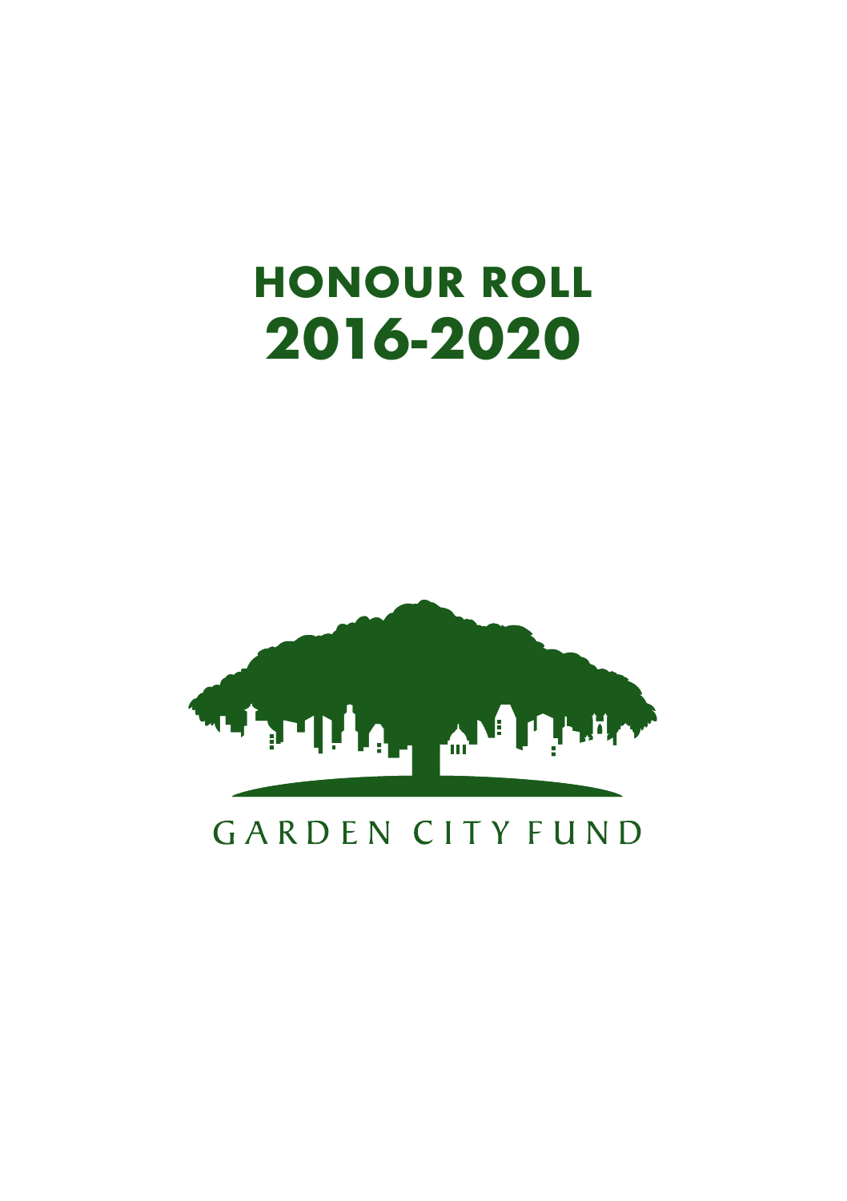# HONOUR ROLL
# 2016-2020

GARDEN CITY FUND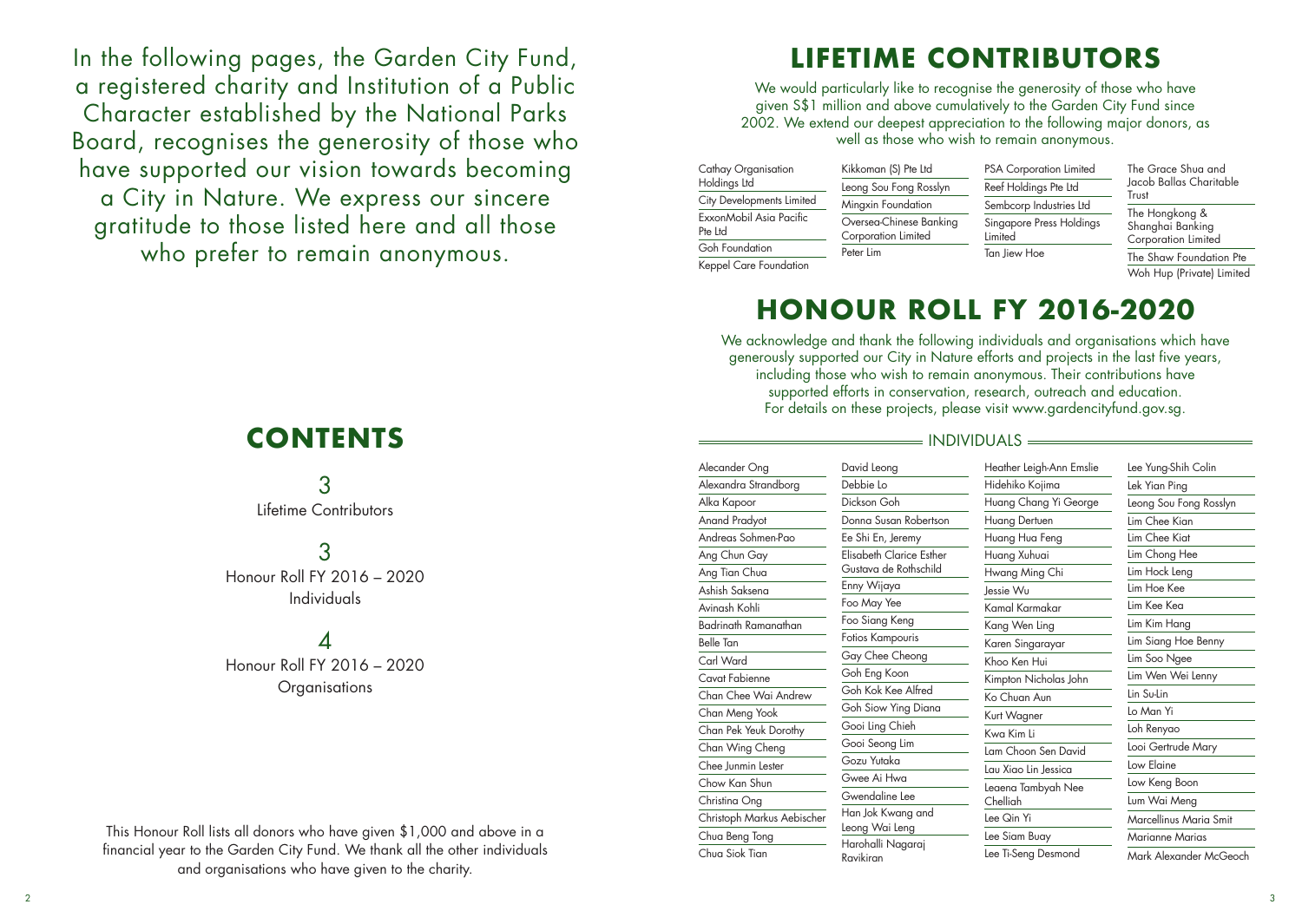In the following pages, the Garden City Fund, a registered charity and Institution of a Public Character established by the National Parks Board, recognises the generosity of those who have supported our vision towards becoming a City in Nature. We express our sincere gratitude to those listed here and all those who prefer to remain anonymous.

# CONTENTS

3
Lifetime Contributors

3
Honour Roll FY 2016 – 2020
Individuals

4
Honour Roll FY 2016 – 2020
Organisations

This Honour Roll lists all donors who have given $1,000 and above in a financial year to the Garden City Fund. We thank all the other individuals and organisations who have given to the charity.

# LIFETIME CONTRIBUTORS

We would particularly like to recognise the generosity of those who have given S$1 million and above cumulatively to the Garden City Fund since 2002. We extend our deepest appreciation to the following major donors, as well as those who wish to remain anonymous.

- Cathay Organisation Holdings Ltd
- City Developments Limited
- ExxonMobil Asia Pacific Pte Ltd
- Goh Foundation
- Keppel Care Foundation
- Kikkoman (S) Pte Ltd
- Leong Sou Fong Rosslyn
- Mingxin Foundation
- Oversea-Chinese Banking Corporation Limited
- Peter Lim
- PSA Corporation Limited
- Reef Holdings Pte Ltd
- Sembcorp Industries Ltd
- Singapore Press Holdings Limited
- Tan Jiew Hoe
- The Grace Shua and Jacob Ballas Charitable Trust
- The Hongkong & Shanghai Banking Corporation Limited
- The Shaw Foundation Pte
- Woh Hup (Private) Limited

# HONOUR ROLL FY 2016-2020

We acknowledge and thank the following individuals and organisations which have generously supported our City in Nature efforts and projects in the last five years, including those who wish to remain anonymous. Their contributions have supported efforts in conservation, research, outreach and education. For details on these projects, please visit www.gardencityfund.gov.sg.

## INDIVIDUALS

- Alecander Ong
- Alexandra Strandborg
- Alka Kapoor
- Anand Pradyot
- Andreas Sohmen-Pao
- Ang Chun Gay
- Ang Tian Chua
- Ashish Saksena
- Avinash Kohli
- Badrinath Ramanathan
- Belle Tan
- Carl Ward
- Cavat Fabienne
- Chan Chee Wai Andrew
- Chan Meng Yook
- Chan Pek Yeuk Dorothy
- Chan Wing Cheng
- Chee Junmin Lester
- Chow Kan Shun
- Christina Ong
- Christoph Markus Aebischer
- Chua Beng Tong
- Chua Siok Tian
- David Leong
- Debbie Lo
- Dickson Goh
- Donna Susan Robertson
- Ee Shi En, Jeremy
- Elisabeth Clarice Esther Gustava de Rothschild
- Enny Wijaya
- Foo May Yee
- Foo Siang Keng
- Fotios Kampouris
- Gay Chee Cheong
- Goh Eng Koon
- Goh Kok Kee Alfred
- Goh Siow Ying Diana
- Gooi Ling Chieh
- Gooi Seong Lim
- Gozu Yutaka
- Gwee Ai Hwa
- Gwendaline Lee
- Han Jok Kwang and Leong Wai Leng
- Harohalli Nagaraj Ravikiran
- Heather Leigh-Ann Emslie
- Hidehiko Kojima
- Huang Chang Yi George
- Huang Dertuen
- Huang Hua Feng
- Huang Xuhuai
- Hwang Ming Chi
- Jessie Wu
- Kamal Karmakar
- Kang Wen Ling
- Karen Singarayar
- Khoo Ken Hui
- Kimpton Nicholas John
- Ko Chuan Aun
- Kurt Wagner
- Kwa Kim Li
- Lam Choon Sen David
- Lau Xiao Lin Jessica
- Leaena Tambyah Nee Chelliah
- Lee Qin Yi
- Lee Siam Buay
- Lee Ti-Seng Desmond
- Lee Yung-Shih Colin
- Lek Yian Ping
- Leong Sou Fong Rosslyn
- Lim Chee Kian
- Lim Chee Kiat
- Lim Chong Hee
- Lim Hock Leng
- Lim Hoe Kee
- Lim Kee Kea
- Lim Kim Hang
- Lim Siang Hoe Benny
- Lim Soo Ngee
- Lim Wen Wei Lenny
- Lin Su-Lin
- Lo Man Yi
- Loh Renyao
- Looi Gertrude Mary
- Low Elaine
- Low Keng Boon
- Lum Wai Meng
- Marcellinus Maria Smit
- Marianne Marias
- Mark Alexander McGeoch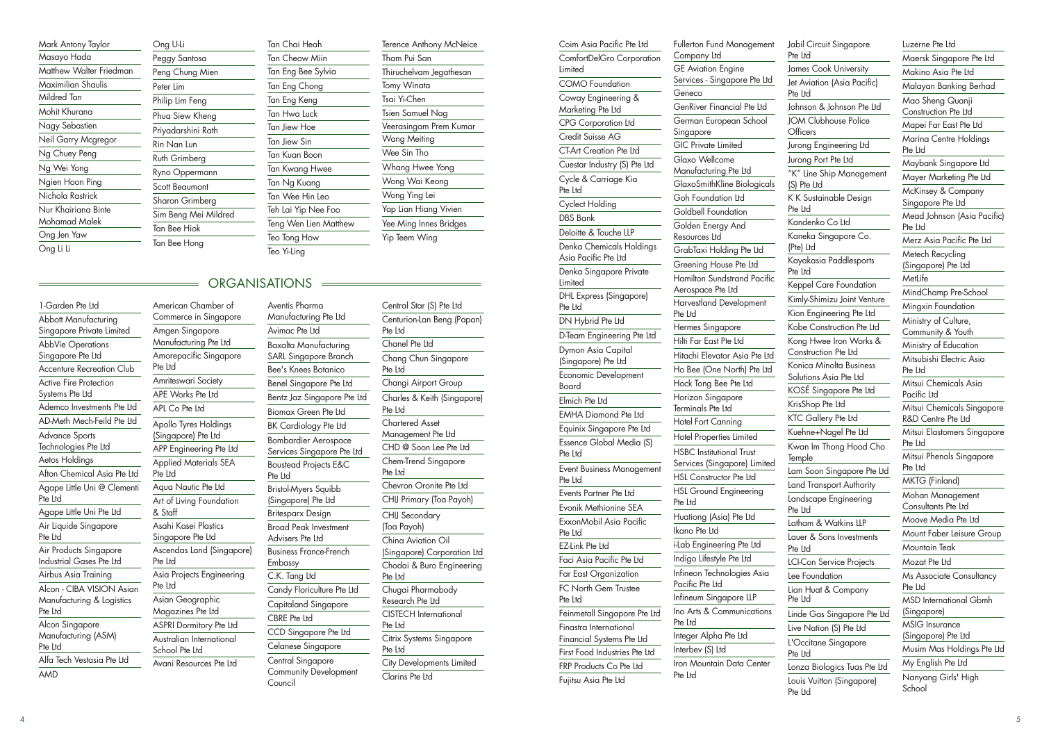Mark Antony Taylor
Masayo Hada
Matthew Walter Friedman
Maximilian Shaulis
Mildred Tan
Mohit Khurana
Nagy Sebastien
Neil Garry Mcgregor
Ng Chuey Peng
Ng Wei Yong
Ngien Hoon Ping
Nichola Rastrick
Nur Khairiana Binte Mohamad Malek
Ong Jen Yaw
Ong Li Li

Ong U-Li
Peggy Santosa
Peng Chung Mien
Peter Lim
Philip Lim Feng
Phua Siew Kheng
Priyadarshini Rath
Rin Nan Lun
Ruth Grimberg
Ryno Oppermann
Scott Beaumont
Sharon Grimberg
Sim Beng Mei Mildred
Tan Bee Hiok
Tan Bee Hong

Tan Chai Heah
Tan Cheow Miin
Tan Eng Bee Sylvia
Tan Eng Chong
Tan Eng Keng
Tan Hwa Luck
Tan Jiew Hoe
Tan Jiew Sin
Tan Kuan Boon
Tan Kwang Hwee
Tan Ng Kuang
Tan Wee Hin Leo
Teh Lai Yip Nee Foo
Teng Wen Lien Matthew
Teo Tong How
Teo Yi-Ling

Terence Anthony McNeice
Tham Pui San
Thiruchelvam Jegathesan
Tomy Winata
Tsai Yi-Chen
Tsien Samuel Nag
Veerasingam Prem Kumar
Wang Meiting
Wee Sin Tho
Whang Hwee Yong
Wong Wai Keong
Wong Ying Lei
Yap Lian Hiang Vivien
Yee Ming Innes Bridges
Yip Teem Wing

## ORGANISATIONS

1-Garden Pte Ltd
Abbott Manufacturing Singapore Private Limited
AbbVie Operations Singapore Pte Ltd
Accenture Recreation Club
Active Fire Protection Systems Pte Ltd
Ademco Investments Pte Ltd
AD-Meth Mech-Feild Pte Ltd
Advance Sports Technologies Pte Ltd
Aetos Holdings
Afton Chemical Asia Pte Ltd
Agape Little Uni @ Clementi Pte Ltd
Agape Little Uni Pte Ltd
Air Liquide Singapore Pte Ltd
Air Products Singapore Industrial Gases Pte Ltd
Airbus Asia Training
Alcon - CIBA VISION Asian Manufacturing & Logistics Pte Ltd
Alcon Singapore Manufacturing (ASM) Pte Ltd
Alfa Tech Vestasia Pte Ltd
AMD

American Chamber of Commerce in Singapore
Amgen Singapore Manufacturing Pte Ltd
Amorepacific Singapore Pte Ltd
Amriteswari Society
APE Works Pte Ltd
APL Co Pte Ltd
Apollo Tyres Holdings (Singapore) Pte Ltd
APP Engineering Pte Ltd
Applied Materials SEA Pte Ltd
Aqua Nautic Pte Ltd
Art of Living Foundation & Staff
Asahi Kasei Plastics Singapore Pte Ltd
Ascendas Land (Singapore) Pte Ltd
Asia Projects Engineering Pte Ltd
Asian Geographic Magazines Pte Ltd
ASPRI Dormitory Pte Ltd
Australian International School Pte Ltd
Avani Resources Pte Ltd

Aventis Pharma Manufacturing Pte Ltd
Avimac Pte Ltd
Baxalta Manufacturing SARL Singapore Branch
Bee's Knees Botanico
Benel Singapore Pte Ltd
Bentz Jaz Singapore Pte Ltd
Biomax Green Pte Ltd
BK Cardiology Pte Ltd
Bombardier Aerospace Services Singapore Pte Ltd
Boustead Projects E&C Pte Ltd
Bristol-Myers Squibb (Singapore) Pte Ltd
Britesparx Design
Broad Peak Investment Advisers Pte Ltd
Business France-French Embassy
C.K. Tang Ltd
Candy Floriculture Pte Ltd
Capitaland Singapore
CBRE Pte Ltd
CCD Singapore Pte Ltd
Celanese Singapore
Central Singapore Community Development Council

Central Star (S) Pte Ltd
Centurion-Lan Beng (Papan) Pte Ltd
Chanel Pte Ltd
Chang Chun Singapore Pte Ltd
Changi Airport Group
Charles & Keith (Singapore) Pte Ltd
Chartered Asset Management Pte Ltd
CHD @ Soon Lee Pte Ltd
Chem-Trend Singapore Pte Ltd
Chevron Oronite Pte Ltd
CHIJ Primary (Toa Payoh)
CHIJ Secondary (Toa Payoh)
China Aviation Oil (Singapore) Corporation Ltd
Chodai & Buro Engineering Pte Ltd
Chugai Pharmabody Research Pte Ltd
CISTECH International Pte Ltd
Citrix Systems Singapore Pte Ltd
City Developments Limited
Clarins Pte Ltd

Coim Asia Pacific Pte Ltd
ComfortDelGro Corporation Limited
COMO Foundation
Coway Engineering & Marketing Pte Ltd
CPG Corporation Ltd
Credit Suisse AG
CT-Art Creation Pte Ltd
Cuestar Industry (S) Pte Ltd
Cycle & Carriage Kia Pte Ltd
Cyclect Holding
DBS Bank
Deloitte & Touche LLP
Denka Chemicals Holdings Asia Pacific Pte Ltd
Denka Singapore Private Limited
DHL Express (Singapore) Pte Ltd
DN Hybrid Pte Ltd
D-Team Engineering Pte Ltd
Dymon Asia Capital (Singapore) Pte Ltd
Economic Development Board
Elmich Pte Ltd
EMHA Diamond Pte Ltd
Equinix Singapore Pte Ltd
Essence Global Media (S) Pte Ltd
Event Business Management Pte Ltd
Events Partner Pte Ltd
Evonik Methionine SEA
ExxonMobil Asia Pacific Pte Ltd
EZ-Link Pte Ltd
Faci Asia Pacific Pte Ltd
Far East Organization
FC North Gem Trustee Pte Ltd
Feinmetall Singapore Pte Ltd
Finastra International Financial Systems Pte Ltd
First Food Industries Pte Ltd
FRP Products Co Pte Ltd
Fujitsu Asia Pte Ltd

Fullerton Fund Management Company Ltd
GE Aviation Engine Services - Singapore Pte Ltd
Geneco
GenRiver Financial Pte Ltd
German European School Singapore
GIC Private Limited
Glaxo Wellcome Manufacturing Pte Ltd
GlaxoSmithKline Biologicals
Goh Foundation Ltd
Goldbell Foundation
Golden Energy And Resources Ltd
GrabTaxi Holding Pte Ltd
Greening House Pte Ltd
Hamilton Sundstrand Pacific Aerospace Pte Ltd
Harvestland Development Pte Ltd
Hermes Singapore
Hilti Far East Pte Ltd
Hitachi Elevator Asia Pte Ltd
Ho Bee (One North) Pte Ltd
Hock Tong Bee Pte Ltd
Horizon Singapore Terminals Pte Ltd
Hotel Fort Canning
Hotel Properties Limited
HSBC Institutional Trust Services (Singapore) Limited
HSL Constructor Pte Ltd
HSL Ground Engineering Pte Ltd
Huationg (Asia) Pte Ltd
Ikano Pte Ltd
i-Lab Engineering Pte Ltd
Indigo Lifestyle Pte Ltd
Infineon Technologies Asia Pacific Pte Ltd
Infineum Singapore LLP
Ino Arts & Communications Pte Ltd
Integer Alpha Pte Ltd
Interbev (S) Ltd
Iron Mountain Data Center Pte Ltd

Jabil Circuit Singapore Pte Ltd
James Cook University
Jet Aviation (Asia Pacific) Pte Ltd
Johnson & Johnson Pte Ltd
JOM Clubhouse Police Officers
Jurong Engineering Ltd
Jurong Port Pte Ltd
"K" Line Ship Management (S) Pte Ltd
K K Sustainable Design Pte Ltd
Kandenko Co Ltd
Kaneka Singapore Co. (Pte) Ltd
Kayakasia Paddlesports Pte Ltd
Keppel Care Foundation
Kimly-Shimizu Joint Venture
Kion Engineering Pte Ltd
Kobe Construction Pte Ltd
Kong Hwee Iron Works & Construction Pte Ltd
Konica Minolta Business Solutions Asia Pte Ltd
KOSÉ Singapore Pte Ltd
KrisShop Pte Ltd
KTC Gallery Pte Ltd
Kuehne+Nagel Pte Ltd
Kwan Im Thong Hood Cho Temple
Lam Soon Singapore Pte Ltd
Land Transport Authority
Landscape Engineering Pte Ltd
Latham & Watkins LLP
Lauer & Sons Investments Pte Ltd
LCI-Con Service Projects
Lee Foundation
Lian Huat & Company Pte Ltd
Linde Gas Singapore Pte Ltd
Live Nation (S) Pte Ltd
L'Occitane Singapore Pte Ltd
Lonza Biologics Tuas Pte Ltd
Louis Vuitton (Singapore) Pte Ltd

Luzerne Pte Ltd
Maersk Singapore Pte Ltd
Makino Asia Pte Ltd
Malayan Banking Berhad
Mao Sheng Quanji Construction Pte Ltd
Mapei Far East Pte Ltd
Marina Centre Holdings Pte Ltd
Maybank Singapore Ltd
Mayer Marketing Pte Ltd
McKinsey & Company Singapore Pte Ltd
Mead Johnson (Asia Pacific) Pte Ltd
Merz Asia Pacific Pte Ltd
Metech Recycling (Singapore) Pte Ltd
MetLife
MindChamp Pre-School
Mingxin Foundation
Ministry of Culture, Community & Youth
Ministry of Education
Mitsubishi Electric Asia Pte Ltd
Mitsui Chemicals Asia Pacific Ltd
Mitsui Chemicals Singapore R&D Centre Pte Ltd
Mitsui Elastomers Singapore Pte Ltd
Mitsui Phenols Singapore Pte Ltd
MKTG (Finland)
Mohan Management Consultants Pte Ltd
Moove Media Pte Ltd
Mount Faber Leisure Group
Mountain Teak
Mozat Pte Ltd
Ms Associate Consultancy Pte Ltd
MSD International Gbmh (Singapore)
MSIG Insurance (Singapore) Pte Ltd
Musim Mas Holdings Pte Ltd
My English Pte Ltd
Nanyang Girls' High School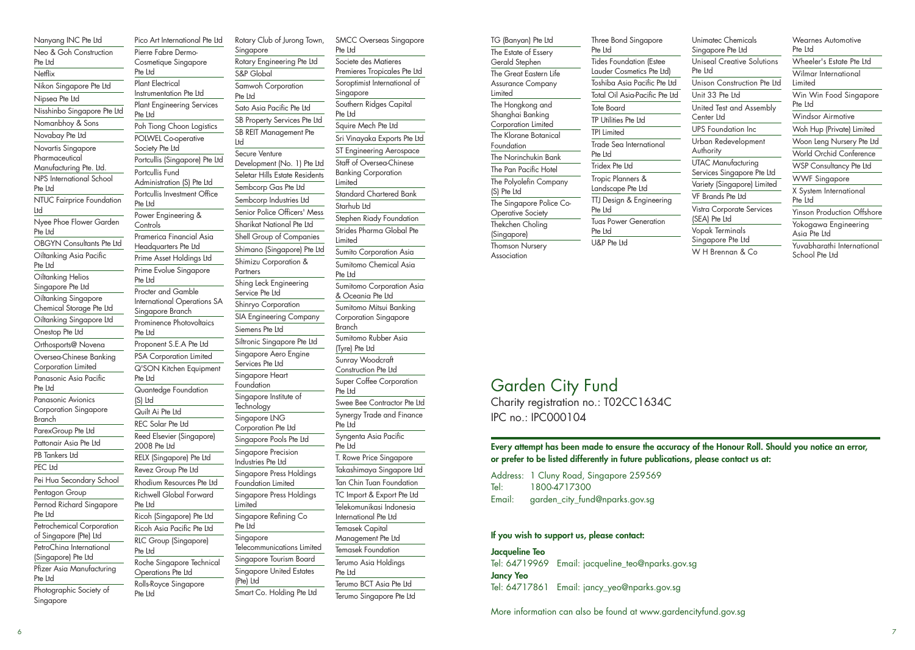Nanyang INC Pte Ltd
Neo & Goh Construction Pte Ltd
Netflix
Nikon Singapore Pte Ltd
Nipsea Pte ltd
Nisshinbo Singapore Pte Ltd
Nomanbhoy & Sons
Novabay Pte Ltd
Novartis Singapore Pharmaceutical Manufacturing Pte. Ltd.
NPS International School Pte Ltd
NTUC Fairprice Foundation Ltd
Nyee Phoe Flower Garden Pte Ltd
OBGYN Consultants Pte Ltd
Oiltanking Asia Pacific Pte Ltd
Oiltanking Helios Singapore Pte Ltd
Oiltanking Singapore Chemical Storage Pte Ltd
Oiltanking Singapore Ltd
Onestop Pte Ltd
Orthosports@ Novena
Oversea-Chinese Banking Corporation Limited
Panasonic Asia Pacific Pte Ltd
Panasonic Avionics Corporation Singapore Branch
ParexGroup Pte Ltd
Pattonair Asia Pte Ltd
PB Tankers Ltd
PEC Ltd
Pei Hua Secondary School
Pentagon Group
Pernod Richard Singapore Pte Ltd
Petrochemical Corporation of Singapore (Pte) Ltd
PetroChina International (Singapore) Pte Ltd
Pfizer Asia Manufacturing Pte Ltd
Photographic Society of Singapore
Pico Art International Pte Ltd
Pierre Fabre Dermo-Cosmetique Singapore Pte Ltd
Plant Electrical Instrumentation Pte Ltd
Plant Engineering Services Pte Ltd
Poh Tiong Choon Logistics
POLWEL Co-operative Society Pte Ltd
Portcullis (Singapore) Pte Ltd
Portcullis Fund Administration (S) Pte Ltd
Portcullis Investment Office Pte Ltd
Power Engineering & Controls
Pramerica Financial Asia Headquarters Pte Ltd
Prime Asset Holdings Ltd
Prime Evolue Singapore Pte Ltd
Procter and Gamble International Operations SA Singapore Branch
Prominence Photovoltaics Pte Ltd
Proponent S.E.A Pte Ltd
PSA Corporation Limited
Q'SON Kitchen Equipment Pte Ltd
Quantedge Foundation (S) Ltd
Quilt Ai Pte Ltd
REC Solar Pte Ltd
Reed Elsevier (Singapore) 2008 Pte Ltd
RELX (Singapore) Pte Ltd
Revez Group Pte Ltd
Rhodium Resources Pte Ltd
Richwell Global Forward Pte Ltd
Ricoh (Singapore) Pte Ltd
Ricoh Asia Pacific Pte Ltd
RLC Group (Singapore) Pte Ltd
Roche Singapore Technical Operations Pte Ltd
Rolls-Royce Singapore Pte Ltd
Rotary Club of Jurong Town, Singapore
Rotary Engineering Pte Ltd
S&P Global
Samwoh Corporation Pte Ltd
Sato Asia Pacific Pte Ltd
SB Property Services Pte Ltd
SB REIT Management Pte Ltd
Secure Venture Development (No. 1) Pte Ltd
Seletar Hills Estate Residents
Sembcorp Gas Pte Ltd
Sembcorp Industries Ltd
Senior Police Officers' Mess
Sharikat National Pte Ltd
Shell Group of Companies
Shimano (Singapore) Pte Ltd
Shimizu Corporation & Partners
Shing Leck Engineering Service Pte Ltd
Shinryo Corporation
SIA Engineering Company
Siemens Pte Ltd
Siltronic Singapore Pte Ltd
Singapore Aero Engine Services Pte Ltd
Singapore Heart Foundation
Singapore Institute of Technology
Singapore LNG Corporation Pte Ltd
Singapore Pools Pte Ltd
Singapore Precision Industries Pte Ltd
Singapore Press Holdings Foundation Limited
Singapore Press Holdings Limited
Singapore Refining Co Pte Ltd
Singapore Telecommunications Limited
Singapore Tourism Board
Singapore United Estates (Pte) Ltd
Smart Co. Holding Pte Ltd
SMCC Overseas Singapore Pte Ltd
Societe des Matieres Premieres Tropicales Pte Ltd
Soroptimist International of Singapore
Southern Ridges Capital Pte Ltd
Squire Mech Pte Ltd
Sri Vinayaka Exports Pte Ltd
ST Engineering Aerospace
Staff of Oversea-Chinese Banking Corporation Limited
Standard Chartered Bank
Starhub Ltd
Stephen Riady Foundation
Strides Pharma Global Pte Limited
Sumito Corporation Asia
Sumitomo Chemical Asia Pte Ltd
Sumitomo Corporation Asia & Oceania Pte Ltd
Sumitomo Mitsui Banking Corporation Singapore Branch
Sumitomo Rubber Asia (Tyre) Pte Ltd
Sunray Woodcraft Construction Pte Ltd
Super Coffee Corporation Pte Ltd
Swee Bee Contractor Pte Ltd
Synergy Trade and Finance Pte Ltd
Syngenta Asia Pacific Pte Ltd
T. Rowe Price Singapore
Takashimaya Singapore Ltd
Tan Chin Tuan Foundation
TC Import & Export Pte Ltd
Telekomunikasi Indonesia International Pte Ltd
Temasek Capital Management Pte Ltd
Temasek Foundation
Terumo Asia Holdings Pte Ltd
Terumo BCT Asia Pte Ltd
Terumo Singapore Pte Ltd
TG (Banyan) Pte Ltd
The Estate of Essery Gerald Stephen
The Great Eastern Life Assurance Company Limited
The Hongkong and Shanghai Banking Corporation Limited
The Klorane Botanical Foundation
The Norinchukin Bank
The Pan Pacific Hotel
The Polyolefin Company (S) Pte Ltd
The Singapore Police Co-Operative Society
Thekchen Choling (Singapore)
Thomson Nursery Association
Three Bond Singapore Pte Ltd
Tides Foundation (Estee Lauder Cosmetics Pte Ltd)
Toshiba Asia Pacific Pte Ltd
Total Oil Asia-Pacific Pte Ltd
Tote Board
TP Utilities Pte Ltd
TPI Limited
Trade Sea International Pte Ltd
Tridex Pte Ltd
Tropic Planners & Landscape Pte Ltd
TTJ Design & Engineering Pte Ltd
Tuas Power Generation Pte Ltd
U&P Pte Ltd
Unimatec Chemicals Singapore Pte Ltd
Uniseal Creative Solutions Pte Ltd
Unison Construction Pte Ltd
Unit 33 Pte Ltd
United Test and Assembly Center Ltd
UPS Foundation Inc
Urban Redevelopment Authority
UTAC Manufacturing Services Singapore Pte Ltd
Variety (Singapore) Limited
VF Brands Pte Ltd
Vistra Corporate Services (SEA) Pte Ltd
Vopak Terminals Singapore Pte Ltd
W H Brennan & Co
Wearnes Automotive Pte Ltd
Wheeler's Estate Pte Ltd
Wilmar International Limited
Win Win Food Singapore Pte Ltd
Windsor Airmotive
Woh Hup (Private) Limited
Woon Leng Nursery Pte Ltd
World Orchid Conference
WSP Consultancy Pte Ltd
WWF Singapore
X System International Pte Ltd
Yinson Production Offshore
Yokogawa Engineering Asia Pte Ltd
Yuvabharathi International School Pte Ltd

# Garden City Fund

Charity registration no.: T02CC1634C
IPC no.: IPC000104

**Every attempt has been made to ensure the accuracy of the Honour Roll. Should you notice an error, or prefer to be listed differently in future publications, please contact us at:**

Address: 1 Cluny Road, Singapore 259569
Tel: 1800-4717300
Email: garden_city_fund@nparks.gov.sg

**If you wish to support us, please contact:**

**Jacqueline Teo**
Tel: 64719969 Email: jacqueline_teo@nparks.gov.sg

**Jancy Yeo**
Tel: 64717861 Email: jancy_yeo@nparks.gov.sg

More information can also be found at www.gardencityfund.gov.sg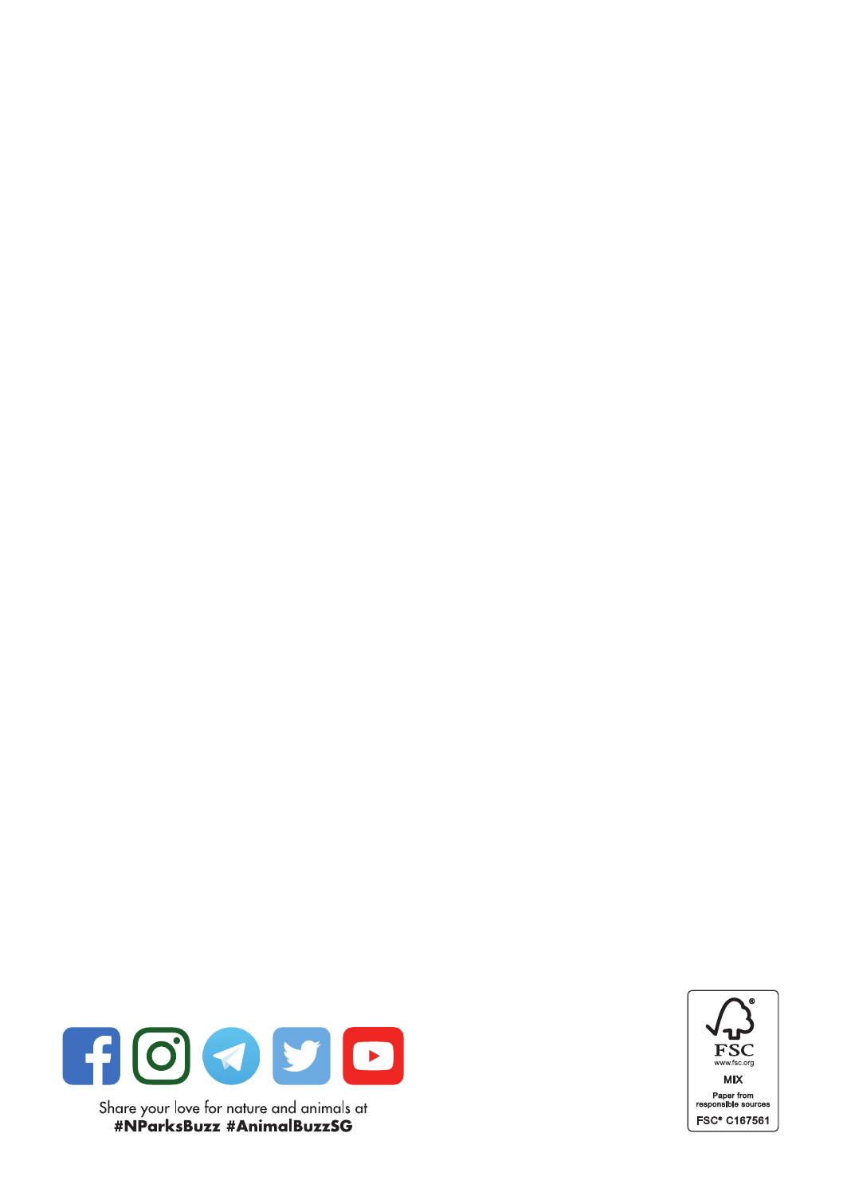Share your love for nature and animals at
**#NParksBuzz #AnimalBuzzSG**

FSC
www.fsc.org
MIX
Paper from responsible sources
FSC® C167561